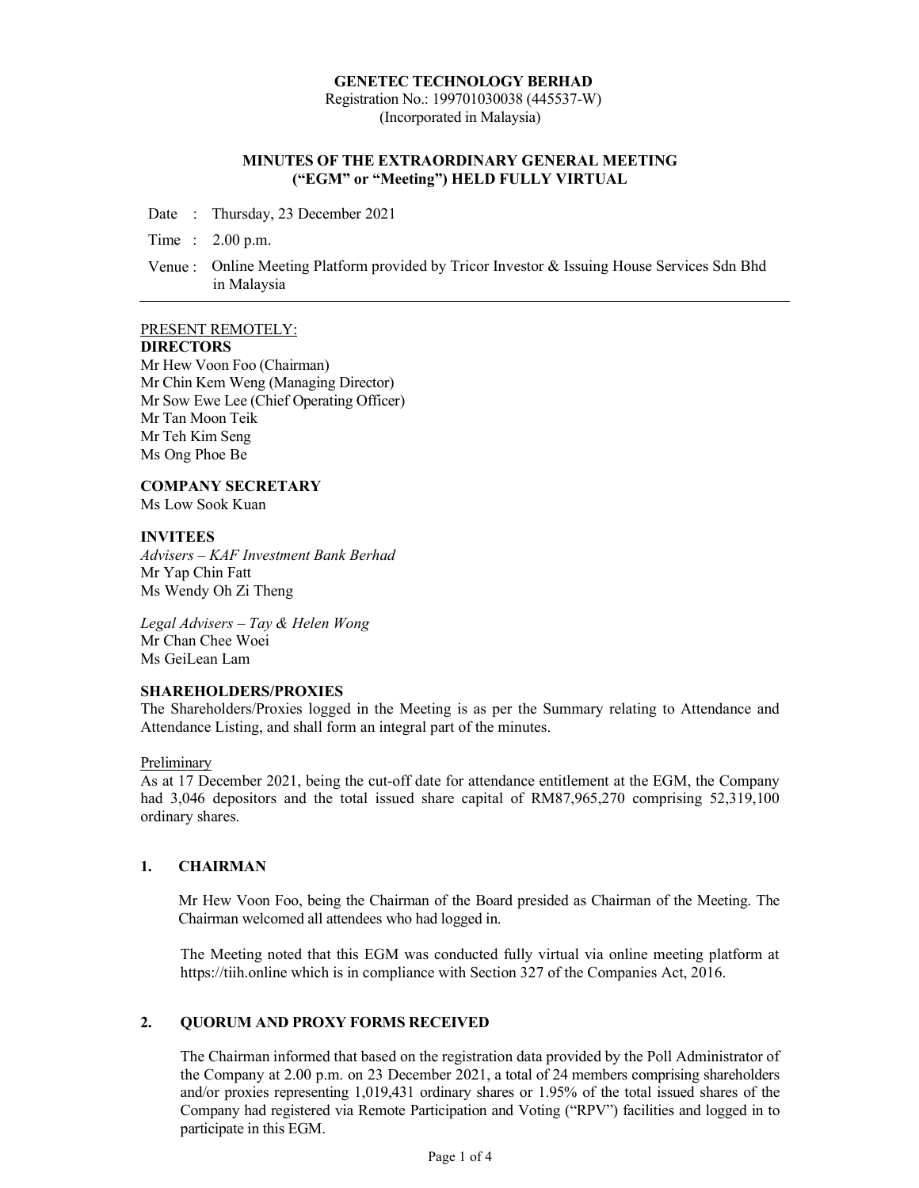**GENETEC TECHNOLOGY BERHAD**
Registration No.: 199701030038 (445537-W)
(Incorporated in Malaysia)

**MINUTES OF THE EXTRAORDINARY GENERAL MEETING ("EGM" or "Meeting") HELD FULLY VIRTUAL**

| | | |
|---|---|---|
| Date | : | Thursday, 23 December 2021 |
| Time | : | 2.00 p.m. |
| Venue | : | Online Meeting Platform provided by Tricor Investor & Issuing House Services Sdn Bhd in Malaysia |

---

PRESENT REMOTELY:

**DIRECTORS**
Mr Hew Voon Foo (Chairman)
Mr Chin Kem Weng (Managing Director)
Mr Sow Ewe Lee (Chief Operating Officer)
Mr Tan Moon Teik
Mr Teh Kim Seng
Ms Ong Phoe Be

**COMPANY SECRETARY**
Ms Low Sook Kuan

**INVITEES**
*Advisers – KAF Investment Bank Berhad*
Mr Yap Chin Fatt
Ms Wendy Oh Zi Theng

*Legal Advisers – Tay & Helen Wong*
Mr Chan Chee Woei
Ms GeiLean Lam

**SHAREHOLDERS/PROXIES**
The Shareholders/Proxies logged in the Meeting is as per the Summary relating to Attendance and Attendance Listing, and shall form an integral part of the minutes.

Preliminary
As at 17 December 2021, being the cut-off date for attendance entitlement at the EGM, the Company had 3,046 depositors and the total issued share capital of RM87,965,270 comprising 52,319,100 ordinary shares.

## 1. CHAIRMAN

Mr Hew Voon Foo, being the Chairman of the Board presided as Chairman of the Meeting. The Chairman welcomed all attendees who had logged in.

The Meeting noted that this EGM was conducted fully virtual via online meeting platform at https://tiih.online which is in compliance with Section 327 of the Companies Act, 2016.

## 2. QUORUM AND PROXY FORMS RECEIVED

The Chairman informed that based on the registration data provided by the Poll Administrator of the Company at 2.00 p.m. on 23 December 2021, a total of 24 members comprising shareholders and/or proxies representing 1,019,431 ordinary shares or 1.95% of the total issued shares of the Company had registered via Remote Participation and Voting ("RPV") facilities and logged in to participate in this EGM.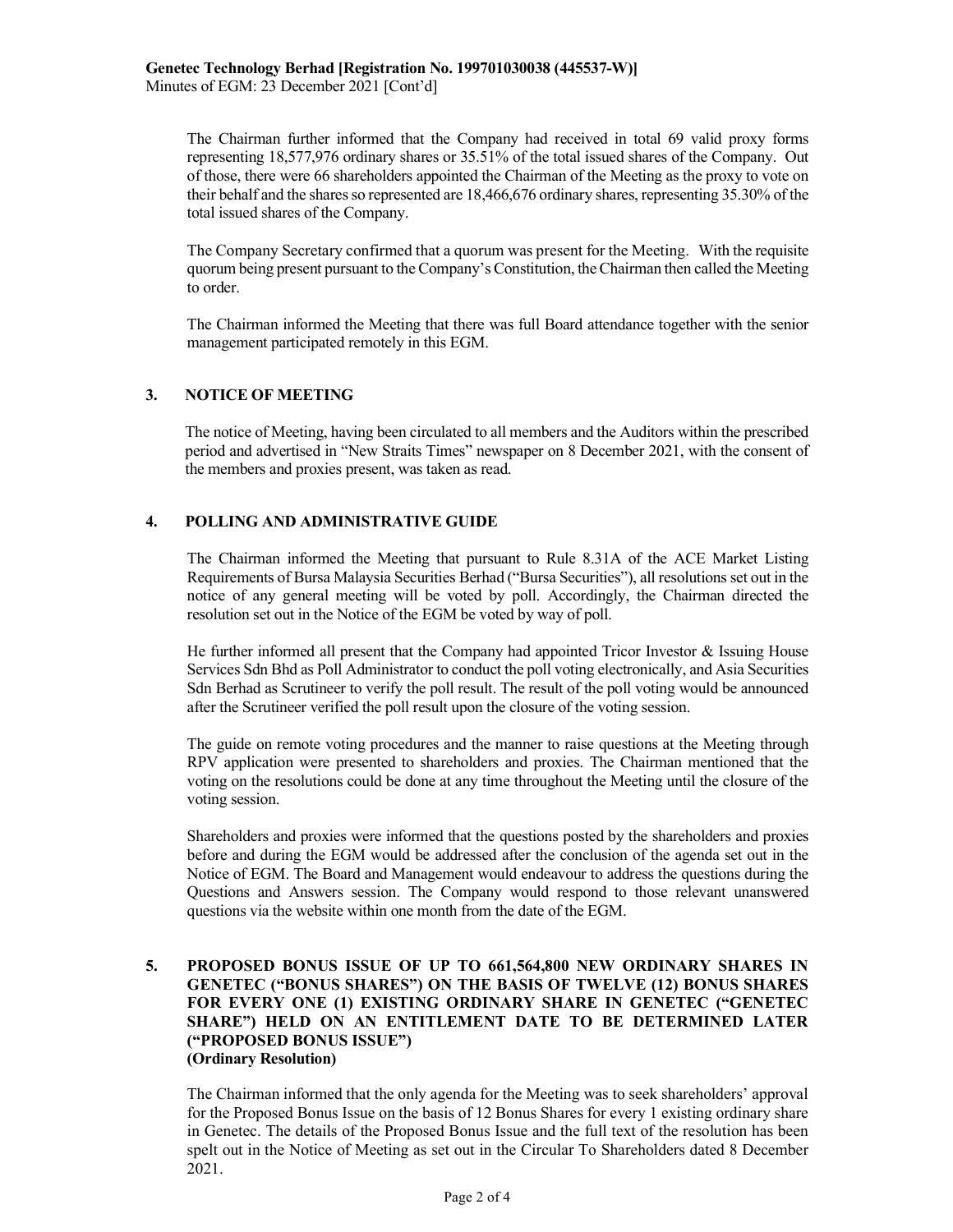The Chairman further informed that the Company had received in total 69 valid proxy forms representing 18,577,976 ordinary shares or 35.51% of the total issued shares of the Company. Out of those, there were 66 shareholders appointed the Chairman of the Meeting as the proxy to vote on their behalf and the shares so represented are 18,466,676 ordinary shares, representing 35.30% of the total issued shares of the Company.

The Company Secretary confirmed that a quorum was present for the Meeting. With the requisite quorum being present pursuant to the Company's Constitution, the Chairman then called the Meeting to order.

The Chairman informed the Meeting that there was full Board attendance together with the senior management participated remotely in this EGM.

## 3. NOTICE OF MEETING

The notice of Meeting, having been circulated to all members and the Auditors within the prescribed period and advertised in "New Straits Times" newspaper on 8 December 2021, with the consent of the members and proxies present, was taken as read.

## 4. POLLING AND ADMINISTRATIVE GUIDE

The Chairman informed the Meeting that pursuant to Rule 8.31A of the ACE Market Listing Requirements of Bursa Malaysia Securities Berhad ("Bursa Securities"), all resolutions set out in the notice of any general meeting will be voted by poll. Accordingly, the Chairman directed the resolution set out in the Notice of the EGM be voted by way of poll.

He further informed all present that the Company had appointed Tricor Investor & Issuing House Services Sdn Bhd as Poll Administrator to conduct the poll voting electronically, and Asia Securities Sdn Berhad as Scrutineer to verify the poll result. The result of the poll voting would be announced after the Scrutineer verified the poll result upon the closure of the voting session.

The guide on remote voting procedures and the manner to raise questions at the Meeting through RPV application were presented to shareholders and proxies. The Chairman mentioned that the voting on the resolutions could be done at any time throughout the Meeting until the closure of the voting session.

Shareholders and proxies were informed that the questions posted by the shareholders and proxies before and during the EGM would be addressed after the conclusion of the agenda set out in the Notice of EGM. The Board and Management would endeavour to address the questions during the Questions and Answers session. The Company would respond to those relevant unanswered questions via the website within one month from the date of the EGM.

## 5. PROPOSED BONUS ISSUE OF UP TO 661,564,800 NEW ORDINARY SHARES IN GENETEC ("BONUS SHARES") ON THE BASIS OF TWELVE (12) BONUS SHARES FOR EVERY ONE (1) EXISTING ORDINARY SHARE IN GENETEC ("GENETEC SHARE") HELD ON AN ENTITLEMENT DATE TO BE DETERMINED LATER ("PROPOSED BONUS ISSUE")

**(Ordinary Resolution)**

The Chairman informed that the only agenda for the Meeting was to seek shareholders' approval for the Proposed Bonus Issue on the basis of 12 Bonus Shares for every 1 existing ordinary share in Genetec. The details of the Proposed Bonus Issue and the full text of the resolution has been spelt out in the Notice of Meeting as set out in the Circular To Shareholders dated 8 December 2021.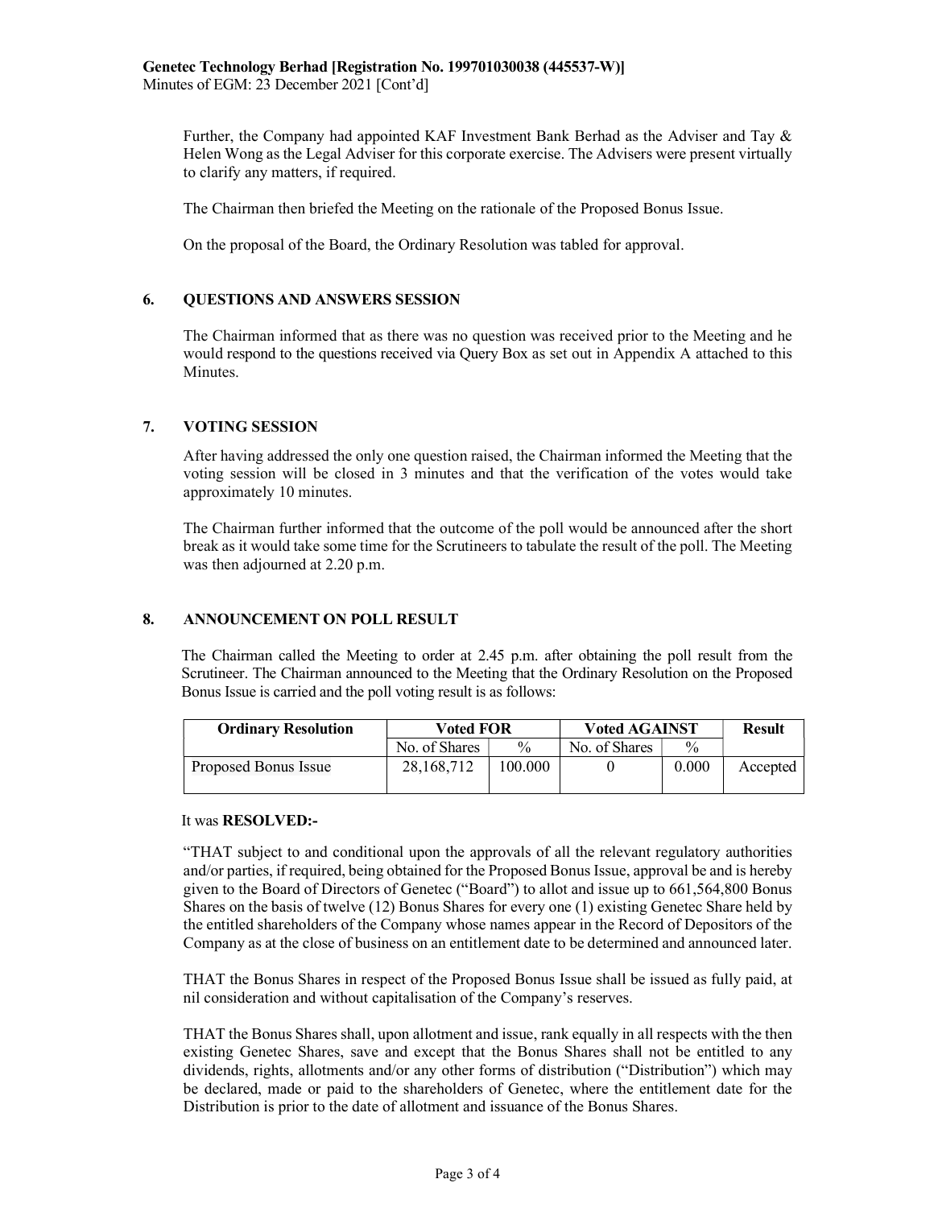Further, the Company had appointed KAF Investment Bank Berhad as the Adviser and Tay & Helen Wong as the Legal Adviser for this corporate exercise. The Advisers were present virtually to clarify any matters, if required.

The Chairman then briefed the Meeting on the rationale of the Proposed Bonus Issue.

On the proposal of the Board, the Ordinary Resolution was tabled for approval.

## 6. QUESTIONS AND ANSWERS SESSION

The Chairman informed that as there was no question was received prior to the Meeting and he would respond to the questions received via Query Box as set out in Appendix A attached to this Minutes.

## 7. VOTING SESSION

After having addressed the only one question raised, the Chairman informed the Meeting that the voting session will be closed in 3 minutes and that the verification of the votes would take approximately 10 minutes.

The Chairman further informed that the outcome of the poll would be announced after the short break as it would take some time for the Scrutineers to tabulate the result of the poll. The Meeting was then adjourned at 2.20 p.m.

## 8. ANNOUNCEMENT ON POLL RESULT

The Chairman called the Meeting to order at 2.45 p.m. after obtaining the poll result from the Scrutineer. The Chairman announced to the Meeting that the Ordinary Resolution on the Proposed Bonus Issue is carried and the poll voting result is as follows:

| Ordinary Resolution | Voted FOR | | Voted AGAINST | | Result |
|---|---|---|---|---|---|
| | No. of Shares | % | No. of Shares | % | |
| Proposed Bonus Issue | 28,168,712 | 100.000 | 0 | 0.000 | Accepted |

It was **RESOLVED:-**

"THAT subject to and conditional upon the approvals of all the relevant regulatory authorities and/or parties, if required, being obtained for the Proposed Bonus Issue, approval be and is hereby given to the Board of Directors of Genetec ("Board") to allot and issue up to 661,564,800 Bonus Shares on the basis of twelve (12) Bonus Shares for every one (1) existing Genetec Share held by the entitled shareholders of the Company whose names appear in the Record of Depositors of the Company as at the close of business on an entitlement date to be determined and announced later.

THAT the Bonus Shares in respect of the Proposed Bonus Issue shall be issued as fully paid, at nil consideration and without capitalisation of the Company's reserves.

THAT the Bonus Shares shall, upon allotment and issue, rank equally in all respects with the then existing Genetec Shares, save and except that the Bonus Shares shall not be entitled to any dividends, rights, allotments and/or any other forms of distribution ("Distribution") which may be declared, made or paid to the shareholders of Genetec, where the entitlement date for the Distribution is prior to the date of allotment and issuance of the Bonus Shares.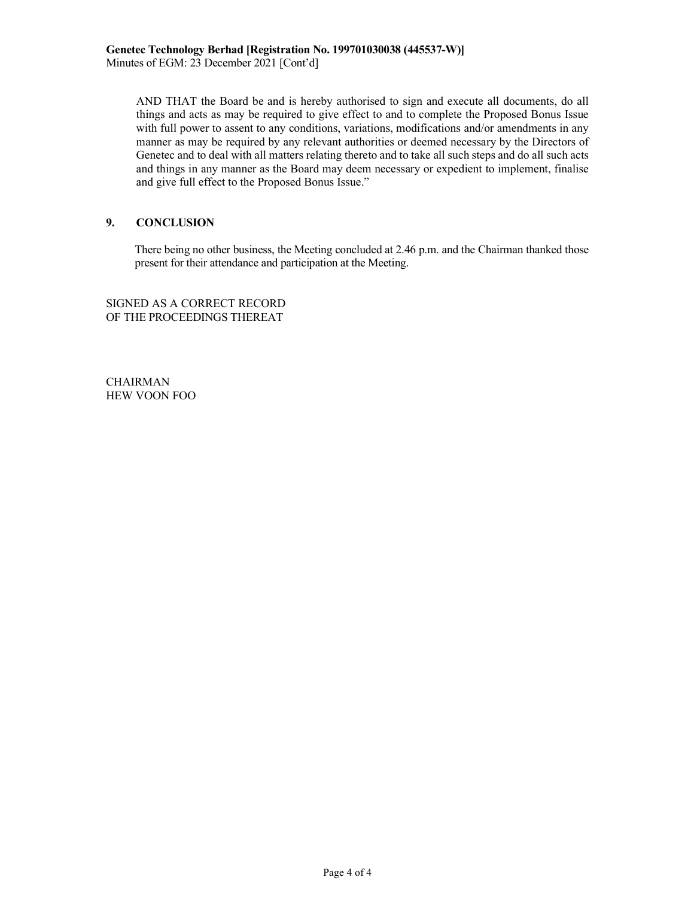AND THAT the Board be and is hereby authorised to sign and execute all documents, do all things and acts as may be required to give effect to and to complete the Proposed Bonus Issue with full power to assent to any conditions, variations, modifications and/or amendments in any manner as may be required by any relevant authorities or deemed necessary by the Directors of Genetec and to deal with all matters relating thereto and to take all such steps and do all such acts and things in any manner as the Board may deem necessary or expedient to implement, finalise and give full effect to the Proposed Bonus Issue."

## 9. CONCLUSION

There being no other business, the Meeting concluded at 2.46 p.m. and the Chairman thanked those present for their attendance and participation at the Meeting.

SIGNED AS A CORRECT RECORD
OF THE PROCEEDINGS THEREAT

CHAIRMAN
HEW VOON FOO